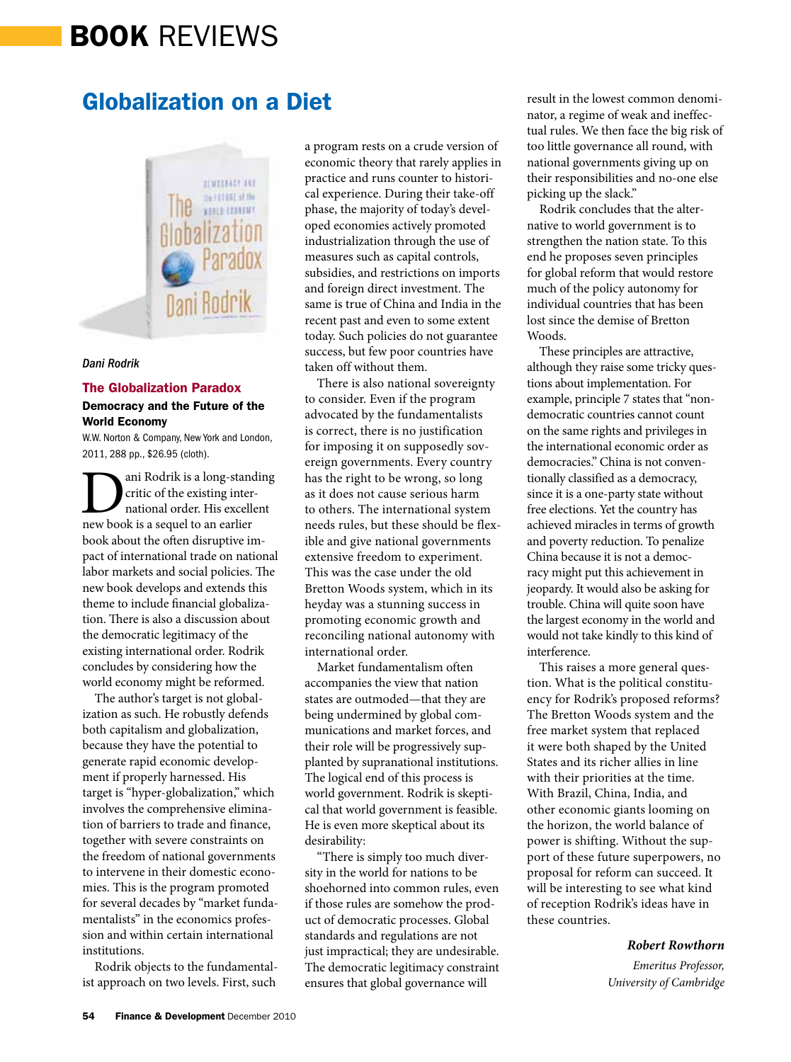# BOOK REVIEWS

## Globalization on a Diet

*Dani Rodrik*

**The Globalization Paradox**

**Democracy and the Future of the World Economy**

W.W. Norton & Company, New York and London, 2011, 288 pp., $26.95 (cloth).

Dani Rodrik is a long-standing critic of the existing international order. His excellent new book is a sequel to an earlier book about the often disruptive impact of international trade on national labor markets and social policies. The new book develops and extends this theme to include financial globalization. There is also a discussion about the democratic legitimacy of the existing international order. Rodrik concludes by considering how the world economy might be reformed.

The author's target is not globalization as such. He robustly defends both capitalism and globalization, because they have the potential to generate rapid economic development if properly harnessed. His target is "hyper-globalization," which involves the comprehensive elimination of barriers to trade and finance, together with severe constraints on the freedom of national governments to intervene in their domestic economies. This is the program promoted for several decades by "market fundamentalists" in the economics profession and within certain international institutions.

Rodrik objects to the fundamentalist approach on two levels. First, such a program rests on a crude version of economic theory that rarely applies in practice and runs counter to historical experience. During their take-off phase, the majority of today's developed economies actively promoted industrialization through the use of measures such as capital controls, subsidies, and restrictions on imports and foreign direct investment. The same is true of China and India in the recent past and even to some extent today. Such policies do not guarantee success, but few poor countries have taken off without them.

There is also national sovereignty to consider. Even if the program advocated by the fundamentalists is correct, there is no justification for imposing it on supposedly sovereign governments. Every country has the right to be wrong, so long as it does not cause serious harm to others. The international system needs rules, but these should be flexible and give national governments extensive freedom to experiment. This was the case under the old Bretton Woods system, which in its heyday was a stunning success in promoting economic growth and reconciling national autonomy with international order.

Market fundamentalism often accompanies the view that nation states are outmoded—that they are being undermined by global communications and market forces, and their role will be progressively supplanted by supranational institutions. The logical end of this process is world government. Rodrik is skeptical that world government is feasible. He is even more skeptical about its desirability:

"There is simply too much diversity in the world for nations to be shoehorned into common rules, even if those rules are somehow the product of democratic processes. Global standards and regulations are not just impractical; they are undesirable. The democratic legitimacy constraint ensures that global governance will result in the lowest common denominator, a regime of weak and ineffectual rules. We then face the big risk of too little governance all round, with national governments giving up on their responsibilities and no-one else picking up the slack."

Rodrik concludes that the alternative to world government is to strengthen the nation state. To this end he proposes seven principles for global reform that would restore much of the policy autonomy for individual countries that has been lost since the demise of Bretton Woods.

These principles are attractive, although they raise some tricky questions about implementation. For example, principle 7 states that "non-democratic countries cannot count on the same rights and privileges in the international economic order as democracies." China is not conventionally classified as a democracy, since it is a one-party state without free elections. Yet the country has achieved miracles in terms of growth and poverty reduction. To penalize China because it is not a democracy might put this achievement in jeopardy. It would also be asking for trouble. China will quite soon have the largest economy in the world and would not take kindly to this kind of interference.

This raises a more general question. What is the political constituency for Rodrik's proposed reforms? The Bretton Woods system and the free market system that replaced it were both shaped by the United States and its richer allies in line with their priorities at the time. With Brazil, China, India, and other economic giants looming on the horizon, the world balance of power is shifting. Without the support of these future superpowers, no proposal for reform can succeed. It will be interesting to see what kind of reception Rodrik's ideas have in these countries.

***Robert Rowthorn***

*Emeritus Professor, University of Cambridge*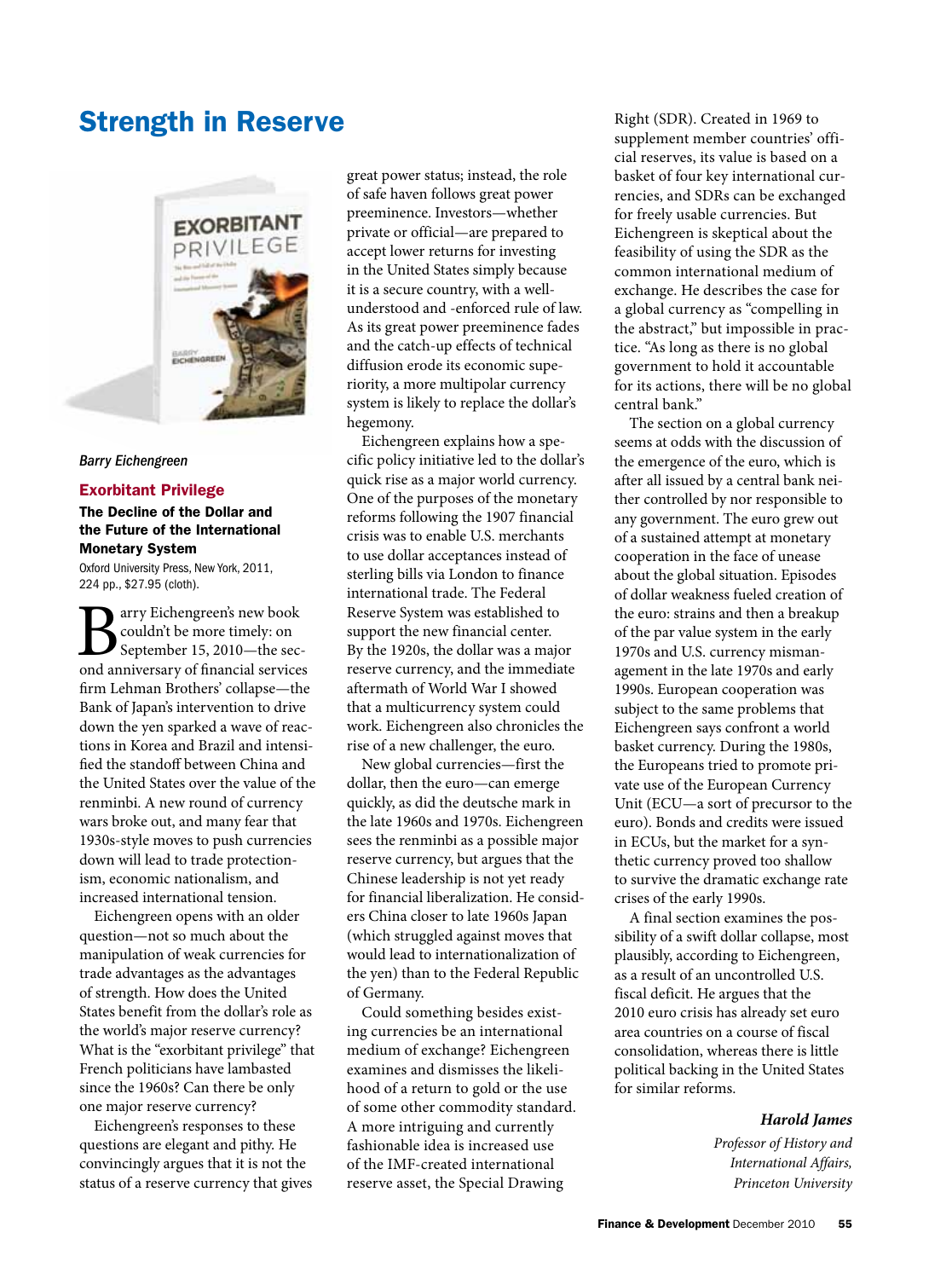## Strength in Reserve

*Barry Eichengreen*

### Exorbitant Privilege

**The Decline of the Dollar and the Future of the International Monetary System**

Oxford University Press, New York, 2011, 224 pp., $27.95 (cloth).

Barry Eichengreen's new book couldn't be more timely: on September 15, 2010—the second anniversary of financial services firm Lehman Brothers' collapse—the Bank of Japan's intervention to drive down the yen sparked a wave of reactions in Korea and Brazil and intensified the standoff between China and the United States over the value of the renminbi. A new round of currency wars broke out, and many fear that 1930s-style moves to push currencies down will lead to trade protectionism, economic nationalism, and increased international tension.

Eichengreen opens with an older question—not so much about the manipulation of weak currencies for trade advantages as the advantages of strength. How does the United States benefit from the dollar's role as the world's major reserve currency? What is the "exorbitant privilege" that French politicians have lambasted since the 1960s? Can there be only one major reserve currency?

Eichengreen's responses to these questions are elegant and pithy. He convincingly argues that it is not the status of a reserve currency that gives great power status; instead, the role of safe haven follows great power preeminence. Investors—whether private or official—are prepared to accept lower returns for investing in the United States simply because it is a secure country, with a well-understood and -enforced rule of law. As its great power preeminence fades and the catch-up effects of technical diffusion erode its economic superiority, a more multipolar currency system is likely to replace the dollar's hegemony.

Eichengreen explains how a specific policy initiative led to the dollar's quick rise as a major world currency. One of the purposes of the monetary reforms following the 1907 financial crisis was to enable U.S. merchants to use dollar acceptances instead of sterling bills via London to finance international trade. The Federal Reserve System was established to support the new financial center. By the 1920s, the dollar was a major reserve currency, and the immediate aftermath of World War I showed that a multicurrency system could work. Eichengreen also chronicles the rise of a new challenger, the euro.

New global currencies—first the dollar, then the euro—can emerge quickly, as did the deutsche mark in the late 1960s and 1970s. Eichengreen sees the renminbi as a possible major reserve currency, but argues that the Chinese leadership is not yet ready for financial liberalization. He considers China closer to late 1960s Japan (which struggled against moves that would lead to internationalization of the yen) than to the Federal Republic of Germany.

Could something besides existing currencies be an international medium of exchange? Eichengreen examines and dismisses the likelihood of a return to gold or the use of some other commodity standard. A more intriguing and currently fashionable idea is increased use of the IMF-created international reserve asset, the Special Drawing Right (SDR). Created in 1969 to supplement member countries' official reserves, its value is based on a basket of four key international currencies, and SDRs can be exchanged for freely usable currencies. But Eichengreen is skeptical about the feasibility of using the SDR as the common international medium of exchange. He describes the case for a global currency as "compelling in the abstract," but impossible in practice. "As long as there is no global government to hold it accountable for its actions, there will be no global central bank."

The section on a global currency seems at odds with the discussion of the emergence of the euro, which is after all issued by a central bank neither controlled by nor responsible to any government. The euro grew out of a sustained attempt at monetary cooperation in the face of unease about the global situation. Episodes of dollar weakness fueled creation of the euro: strains and then a breakup of the par value system in the early 1970s and U.S. currency mismanagement in the late 1970s and early 1990s. European cooperation was subject to the same problems that Eichengreen says confront a world basket currency. During the 1980s, the Europeans tried to promote private use of the European Currency Unit (ECU—a sort of precursor to the euro). Bonds and credits were issued in ECUs, but the market for a synthetic currency proved too shallow to survive the dramatic exchange rate crises of the early 1990s.

A final section examines the possibility of a swift dollar collapse, most plausibly, according to Eichengreen, as a result of an uncontrolled U.S. fiscal deficit. He argues that the 2010 euro crisis has already set euro area countries on a course of fiscal consolidation, whereas there is little political backing in the United States for similar reforms.

***Harold James***

*Professor of History and International Affairs, Princeton University*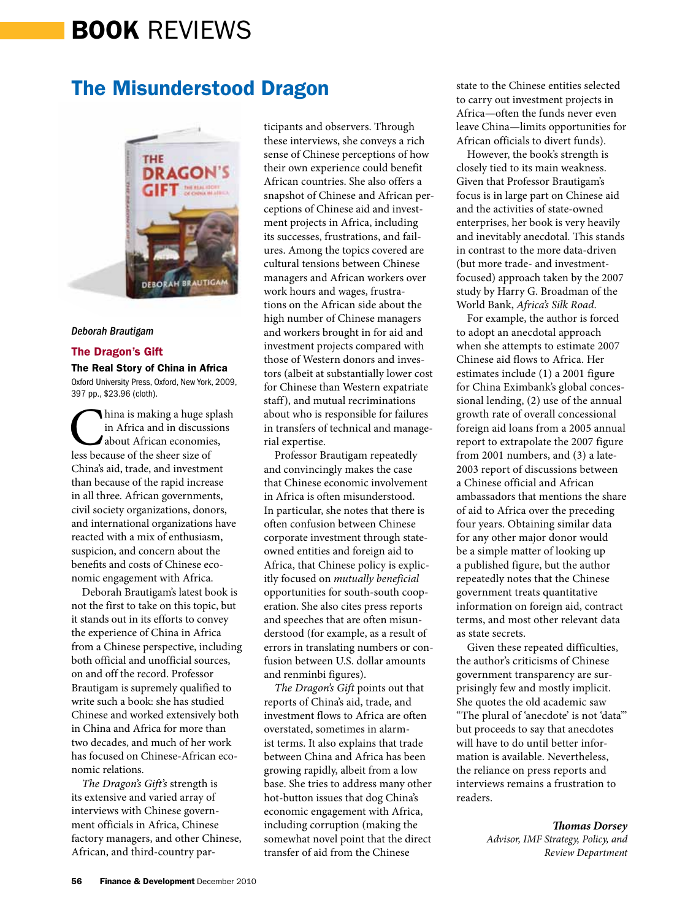# BOOK REVIEWS

## The Misunderstood Dragon

*Deborah Brautigam*

**The Dragon's Gift**

**The Real Story of China in Africa**

Oxford University Press, Oxford, New York, 2009, 397 pp., $23.96 (cloth).

China is making a huge splash in Africa and in discussions about African economies, less because of the sheer size of China's aid, trade, and investment than because of the rapid increase in all three. African governments, civil society organizations, donors, and international organizations have reacted with a mix of enthusiasm, suspicion, and concern about the benefits and costs of Chinese economic engagement with Africa.

Deborah Brautigam's latest book is not the first to take on this topic, but it stands out in its efforts to convey the experience of China in Africa from a Chinese perspective, including both official and unofficial sources, on and off the record. Professor Brautigam is supremely qualified to write such a book: she has studied Chinese and worked extensively both in China and Africa for more than two decades, and much of her work has focused on Chinese-African economic relations.

*The Dragon's Gift's* strength is its extensive and varied array of interviews with Chinese government officials in Africa, Chinese factory managers, and other Chinese, African, and third-country participants and observers. Through these interviews, she conveys a rich sense of Chinese perceptions of how their own experience could benefit African countries. She also offers a snapshot of Chinese and African perceptions of Chinese aid and investment projects in Africa, including its successes, frustrations, and failures. Among the topics covered are cultural tensions between Chinese managers and African workers over work hours and wages, frustrations on the African side about the high number of Chinese managers and workers brought in for aid and investment projects compared with those of Western donors and investors (albeit at substantially lower cost for Chinese than Western expatriate staff), and mutual recriminations about who is responsible for failures in transfers of technical and managerial expertise.

Professor Brautigam repeatedly and convincingly makes the case that Chinese economic involvement in Africa is often misunderstood. In particular, she notes that there is often confusion between Chinese corporate investment through state-owned entities and foreign aid to Africa, that Chinese policy is explicitly focused on *mutually beneficial* opportunities for south-south cooperation. She also cites press reports and speeches that are often misunderstood (for example, as a result of errors in translating numbers or confusion between U.S. dollar amounts and renminbi figures).

*The Dragon's Gift* points out that reports of China's aid, trade, and investment flows to Africa are often overstated, sometimes in alarmist terms. It also explains that trade between China and Africa has been growing rapidly, albeit from a low base. She tries to address many other hot-button issues that dog China's economic engagement with Africa, including corruption (making the somewhat novel point that the direct transfer of aid from the Chinese state to the Chinese entities selected to carry out investment projects in Africa—often the funds never even leave China—limits opportunities for African officials to divert funds).

However, the book's strength is closely tied to its main weakness. Given that Professor Brautigam's focus is in large part on Chinese aid and the activities of state-owned enterprises, her book is very heavily and inevitably anecdotal. This stands in contrast to the more data-driven (but more trade- and investment-focused) approach taken by the 2007 study by Harry G. Broadman of the World Bank, *Africa's Silk Road*.

For example, the author is forced to adopt an anecdotal approach when she attempts to estimate 2007 Chinese aid flows to Africa. Her estimates include (1) a 2001 figure for China Eximbank's global concessional lending, (2) use of the annual growth rate of overall concessional foreign aid loans from a 2005 annual report to extrapolate the 2007 figure from 2001 numbers, and (3) a late-2003 report of discussions between a Chinese official and African ambassadors that mentions the share of aid to Africa over the preceding four years. Obtaining similar data for any other major donor would be a simple matter of looking up a published figure, but the author repeatedly notes that the Chinese government treats quantitative information on foreign aid, contract terms, and most other relevant data as state secrets.

Given these repeated difficulties, the author's criticisms of Chinese government transparency are surprisingly few and mostly implicit. She quotes the old academic saw "The plural of 'anecdote' is not 'data'" but proceeds to say that anecdotes will have to do until better information is available. Nevertheless, the reliance on press reports and interviews remains a frustration to readers.

***Thomas Dorsey***
*Advisor, IMF Strategy, Policy, and Review Department*